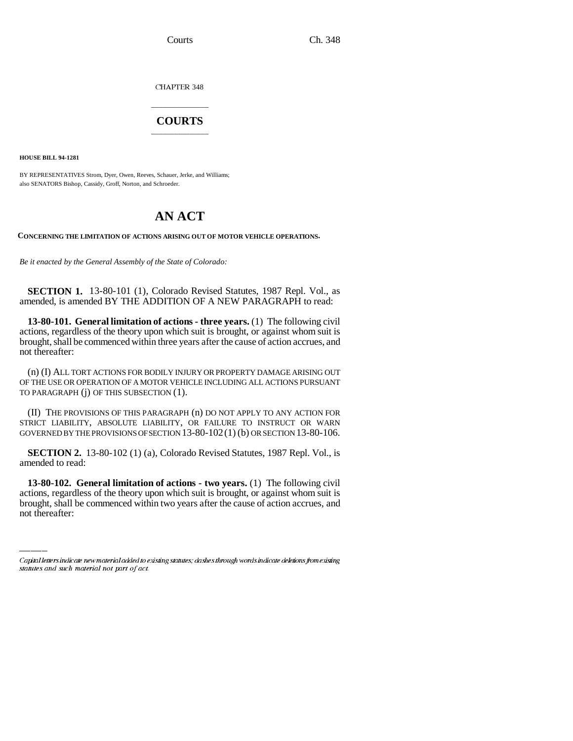CHAPTER 348

# COURTS

**HOUSE BILL 94-1281**

BY REPRESENTATIVES Strom, Dyer, Owen, Reeves, Schauer, Jerke, and Williams;
also SENATORS Bishop, Cassidy, Groff, Norton, and Schroeder.

# AN ACT

**CONCERNING THE LIMITATION OF ACTIONS ARISING OUT OF MOTOR VEHICLE OPERATIONS.**

*Be it enacted by the General Assembly of the State of Colorado:*

**SECTION 1.** 13-80-101 (1), Colorado Revised Statutes, 1987 Repl. Vol., as amended, is amended BY THE ADDITION OF A NEW PARAGRAPH to read:

**13-80-101. General limitation of actions - three years.** (1) The following civil actions, regardless of the theory upon which suit is brought, or against whom suit is brought, shall be commenced within three years after the cause of action accrues, and not thereafter:

(n) (I) ALL TORT ACTIONS FOR BODILY INJURY OR PROPERTY DAMAGE ARISING OUT OF THE USE OR OPERATION OF A MOTOR VEHICLE INCLUDING ALL ACTIONS PURSUANT TO PARAGRAPH (j) OF THIS SUBSECTION (1).

(II) THE PROVISIONS OF THIS PARAGRAPH (n) DO NOT APPLY TO ANY ACTION FOR STRICT LIABILITY, ABSOLUTE LIABILITY, OR FAILURE TO INSTRUCT OR WARN GOVERNED BY THE PROVISIONS OF SECTION 13-80-102 (1) (b) OR SECTION 13-80-106.

**SECTION 2.** 13-80-102 (1) (a), Colorado Revised Statutes, 1987 Repl. Vol., is amended to read:

**13-80-102. General limitation of actions - two years.** (1) The following civil actions, regardless of the theory upon which suit is brought, or against whom suit is brought, shall be commenced within two years after the cause of action accrues, and not thereafter:

Capital letters indicate new material added to existing statutes; dashes through words indicate deletions from existing statutes and such material not part of act.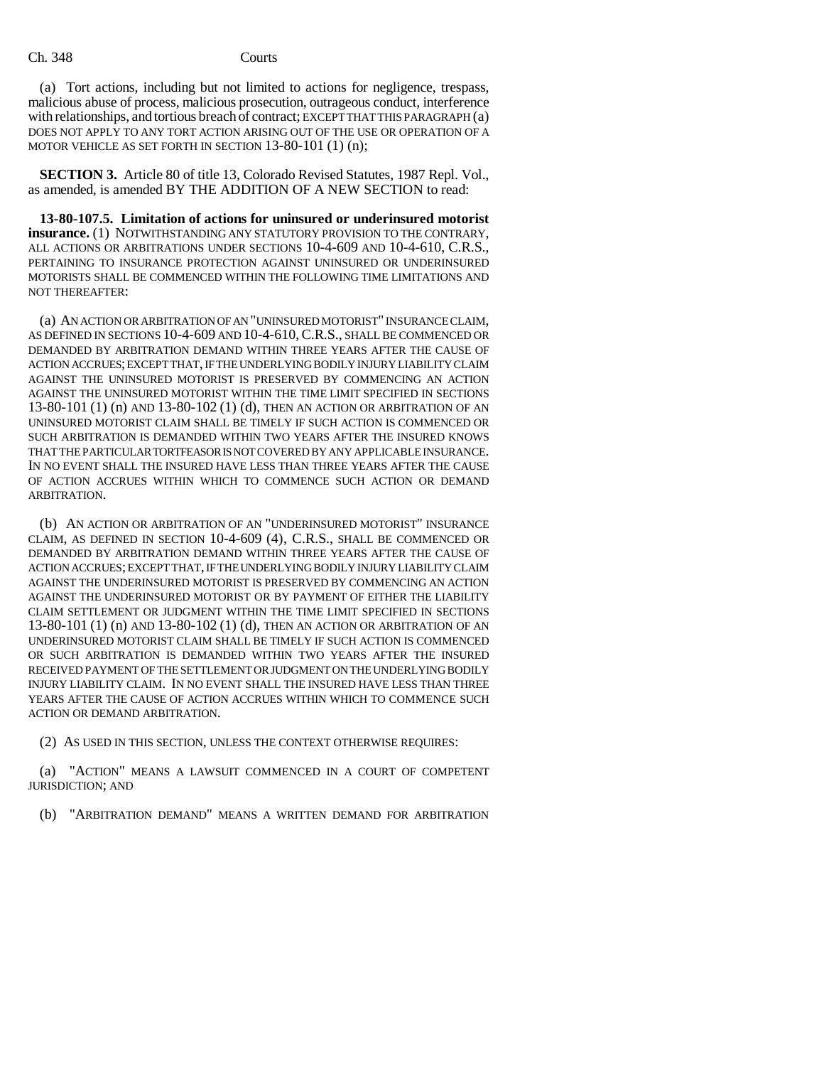(a) Tort actions, including but not limited to actions for negligence, trespass, malicious abuse of process, malicious prosecution, outrageous conduct, interference with relationships, and tortious breach of contract; EXCEPT THAT THIS PARAGRAPH (a) DOES NOT APPLY TO ANY TORT ACTION ARISING OUT OF THE USE OR OPERATION OF A MOTOR VEHICLE AS SET FORTH IN SECTION 13-80-101 (1) (n);

**SECTION 3.** Article 80 of title 13, Colorado Revised Statutes, 1987 Repl. Vol., as amended, is amended BY THE ADDITION OF A NEW SECTION to read:

**13-80-107.5. Limitation of actions for uninsured or underinsured motorist insurance.** (1) NOTWITHSTANDING ANY STATUTORY PROVISION TO THE CONTRARY, ALL ACTIONS OR ARBITRATIONS UNDER SECTIONS 10-4-609 AND 10-4-610, C.R.S., PERTAINING TO INSURANCE PROTECTION AGAINST UNINSURED OR UNDERINSURED MOTORISTS SHALL BE COMMENCED WITHIN THE FOLLOWING TIME LIMITATIONS AND NOT THEREAFTER:

(a) AN ACTION OR ARBITRATION OF AN "UNINSURED MOTORIST" INSURANCE CLAIM, AS DEFINED IN SECTIONS 10-4-609 AND 10-4-610, C.R.S., SHALL BE COMMENCED OR DEMANDED BY ARBITRATION DEMAND WITHIN THREE YEARS AFTER THE CAUSE OF ACTION ACCRUES; EXCEPT THAT, IF THE UNDERLYING BODILY INJURY LIABILITY CLAIM AGAINST THE UNINSURED MOTORIST IS PRESERVED BY COMMENCING AN ACTION AGAINST THE UNINSURED MOTORIST WITHIN THE TIME LIMIT SPECIFIED IN SECTIONS 13-80-101 (1) (n) AND 13-80-102 (1) (d), THEN AN ACTION OR ARBITRATION OF AN UNINSURED MOTORIST CLAIM SHALL BE TIMELY IF SUCH ACTION IS COMMENCED OR SUCH ARBITRATION IS DEMANDED WITHIN TWO YEARS AFTER THE INSURED KNOWS THAT THE PARTICULAR TORTFEASOR IS NOT COVERED BY ANY APPLICABLE INSURANCE. IN NO EVENT SHALL THE INSURED HAVE LESS THAN THREE YEARS AFTER THE CAUSE OF ACTION ACCRUES WITHIN WHICH TO COMMENCE SUCH ACTION OR DEMAND ARBITRATION.

(b) AN ACTION OR ARBITRATION OF AN "UNDERINSURED MOTORIST" INSURANCE CLAIM, AS DEFINED IN SECTION 10-4-609 (4), C.R.S., SHALL BE COMMENCED OR DEMANDED BY ARBITRATION DEMAND WITHIN THREE YEARS AFTER THE CAUSE OF ACTION ACCRUES; EXCEPT THAT, IF THE UNDERLYING BODILY INJURY LIABILITY CLAIM AGAINST THE UNDERINSURED MOTORIST IS PRESERVED BY COMMENCING AN ACTION AGAINST THE UNDERINSURED MOTORIST OR BY PAYMENT OF EITHER THE LIABILITY CLAIM SETTLEMENT OR JUDGMENT WITHIN THE TIME LIMIT SPECIFIED IN SECTIONS 13-80-101 (1) (n) AND 13-80-102 (1) (d), THEN AN ACTION OR ARBITRATION OF AN UNDERINSURED MOTORIST CLAIM SHALL BE TIMELY IF SUCH ACTION IS COMMENCED OR SUCH ARBITRATION IS DEMANDED WITHIN TWO YEARS AFTER THE INSURED RECEIVED PAYMENT OF THE SETTLEMENT OR JUDGMENT ON THE UNDERLYING BODILY INJURY LIABILITY CLAIM. IN NO EVENT SHALL THE INSURED HAVE LESS THAN THREE YEARS AFTER THE CAUSE OF ACTION ACCRUES WITHIN WHICH TO COMMENCE SUCH ACTION OR DEMAND ARBITRATION.

(2) AS USED IN THIS SECTION, UNLESS THE CONTEXT OTHERWISE REQUIRES:

(a) "ACTION" MEANS A LAWSUIT COMMENCED IN A COURT OF COMPETENT JURISDICTION; AND

(b) "ARBITRATION DEMAND" MEANS A WRITTEN DEMAND FOR ARBITRATION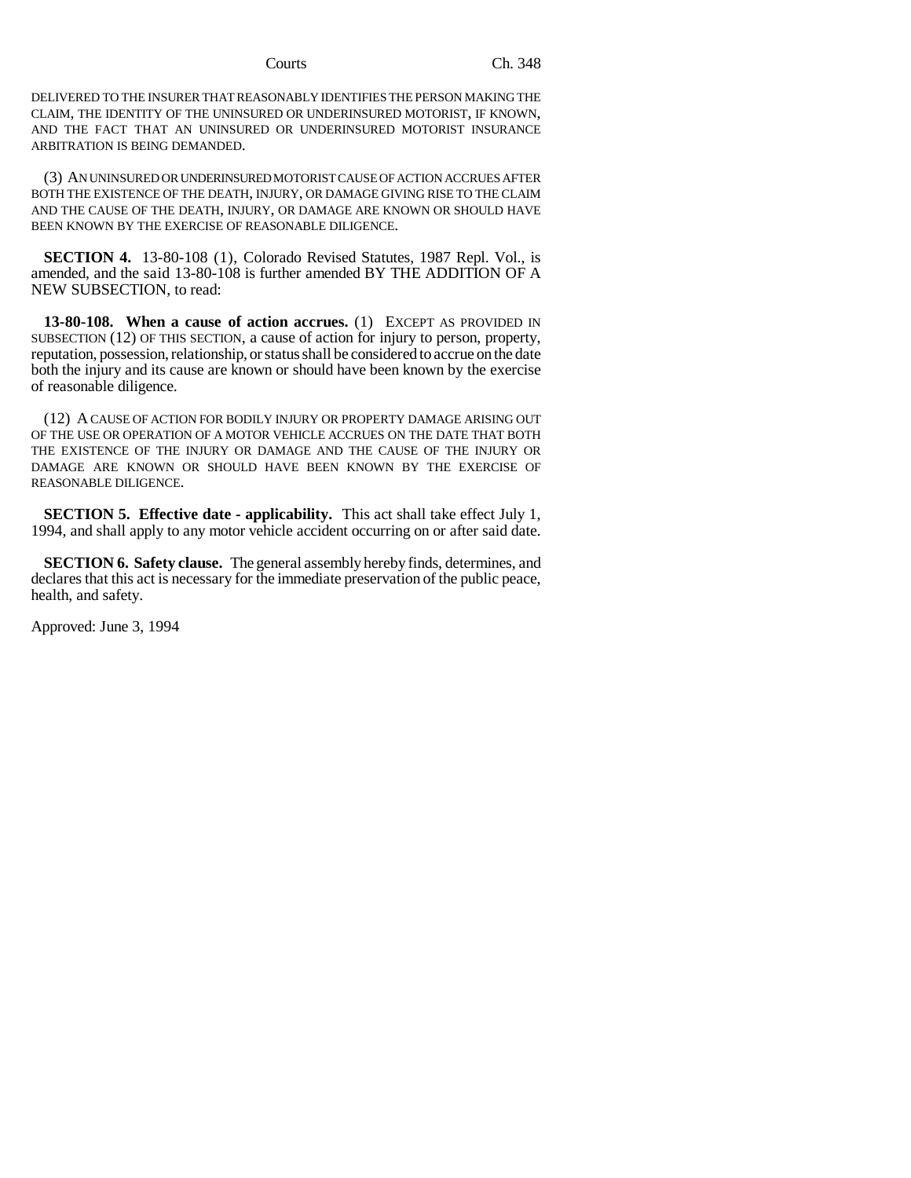DELIVERED TO THE INSURER THAT REASONABLY IDENTIFIES THE PERSON MAKING THE CLAIM, THE IDENTITY OF THE UNINSURED OR UNDERINSURED MOTORIST, IF KNOWN, AND THE FACT THAT AN UNINSURED OR UNDERINSURED MOTORIST INSURANCE ARBITRATION IS BEING DEMANDED.

(3) AN UNINSURED OR UNDERINSURED MOTORIST CAUSE OF ACTION ACCRUES AFTER BOTH THE EXISTENCE OF THE DEATH, INJURY, OR DAMAGE GIVING RISE TO THE CLAIM AND THE CAUSE OF THE DEATH, INJURY, OR DAMAGE ARE KNOWN OR SHOULD HAVE BEEN KNOWN BY THE EXERCISE OF REASONABLE DILIGENCE.

**SECTION 4.** 13-80-108 (1), Colorado Revised Statutes, 1987 Repl. Vol., is amended, and the said 13-80-108 is further amended BY THE ADDITION OF A NEW SUBSECTION, to read:

**13-80-108. When a cause of action accrues.** (1) EXCEPT AS PROVIDED IN SUBSECTION (12) OF THIS SECTION, a cause of action for injury to person, property, reputation, possession, relationship, or status shall be considered to accrue on the date both the injury and its cause are known or should have been known by the exercise of reasonable diligence.

(12) A CAUSE OF ACTION FOR BODILY INJURY OR PROPERTY DAMAGE ARISING OUT OF THE USE OR OPERATION OF A MOTOR VEHICLE ACCRUES ON THE DATE THAT BOTH THE EXISTENCE OF THE INJURY OR DAMAGE AND THE CAUSE OF THE INJURY OR DAMAGE ARE KNOWN OR SHOULD HAVE BEEN KNOWN BY THE EXERCISE OF REASONABLE DILIGENCE.

**SECTION 5. Effective date - applicability.** This act shall take effect July 1, 1994, and shall apply to any motor vehicle accident occurring on or after said date.

**SECTION 6. Safety clause.** The general assembly hereby finds, determines, and declares that this act is necessary for the immediate preservation of the public peace, health, and safety.

Approved: June 3, 1994